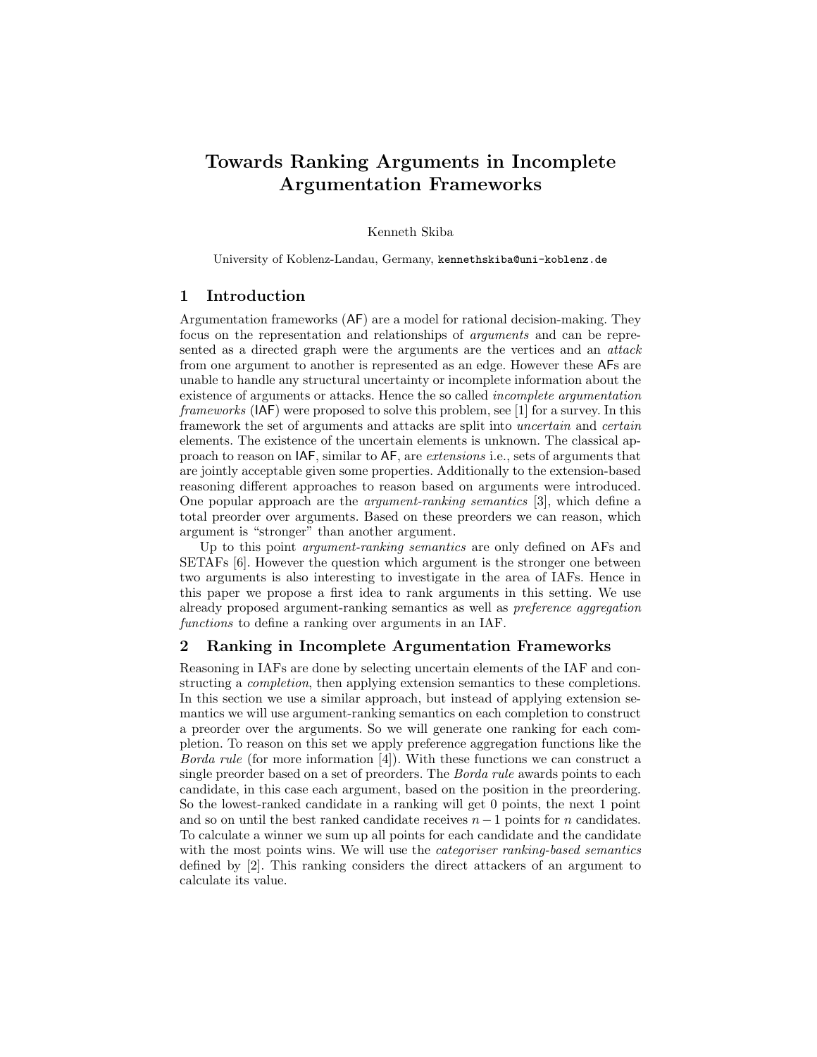# Towards Ranking Arguments in Incomplete Argumentation Frameworks

Kenneth Skiba

University of Koblenz-Landau, Germany, kennethskiba@uni-koblenz.de

## 1 Introduction

Argumentation frameworks (AF) are a model for rational decision-making. They focus on the representation and relationships of *arguments* and can be represented as a directed graph were the arguments are the vertices and an *attack* from one argument to another is represented as an edge. However these AFs are unable to handle any structural uncertainty or incomplete information about the existence of arguments or attacks. Hence the so called *incomplete argumentation frameworks* (IAF) were proposed to solve this problem, see [1] for a survey. In this framework the set of arguments and attacks are split into *uncertain* and *certain* elements. The existence of the uncertain elements is unknown. The classical approach to reason on IAF, similar to AF, are *extensions* i.e., sets of arguments that are jointly acceptable given some properties. Additionally to the extension-based reasoning different approaches to reason based on arguments were introduced. One popular approach are the *argument-ranking semantics* [3], which define a total preorder over arguments. Based on these preorders we can reason, which argument is "stronger" than another argument.

Up to this point *argument-ranking semantics* are only defined on AFs and SETAFs [6]. However the question which argument is the stronger one between two arguments is also interesting to investigate in the area of IAFs. Hence in this paper we propose a first idea to rank arguments in this setting. We use already proposed argument-ranking semantics as well as *preference aggregation functions* to define a ranking over arguments in an IAF.

## 2 Ranking in Incomplete Argumentation Frameworks

Reasoning in IAFs are done by selecting uncertain elements of the IAF and constructing a *completion*, then applying extension semantics to these completions. In this section we use a similar approach, but instead of applying extension semantics we will use argument-ranking semantics on each completion to construct a preorder over the arguments. So we will generate one ranking for each completion. To reason on this set we apply preference aggregation functions like the *Borda rule* (for more information [4]). With these functions we can construct a single preorder based on a set of preorders. The *Borda rule* awards points to each candidate, in this case each argument, based on the position in the preordering. So the lowest-ranked candidate in a ranking will get 0 points, the next 1 point and so on until the best ranked candidate receives $n-1$ points for $n$ candidates. To calculate a winner we sum up all points for each candidate and the candidate with the most points wins. We will use the *categoriser ranking-based semantics* defined by [2]. This ranking considers the direct attackers of an argument to calculate its value.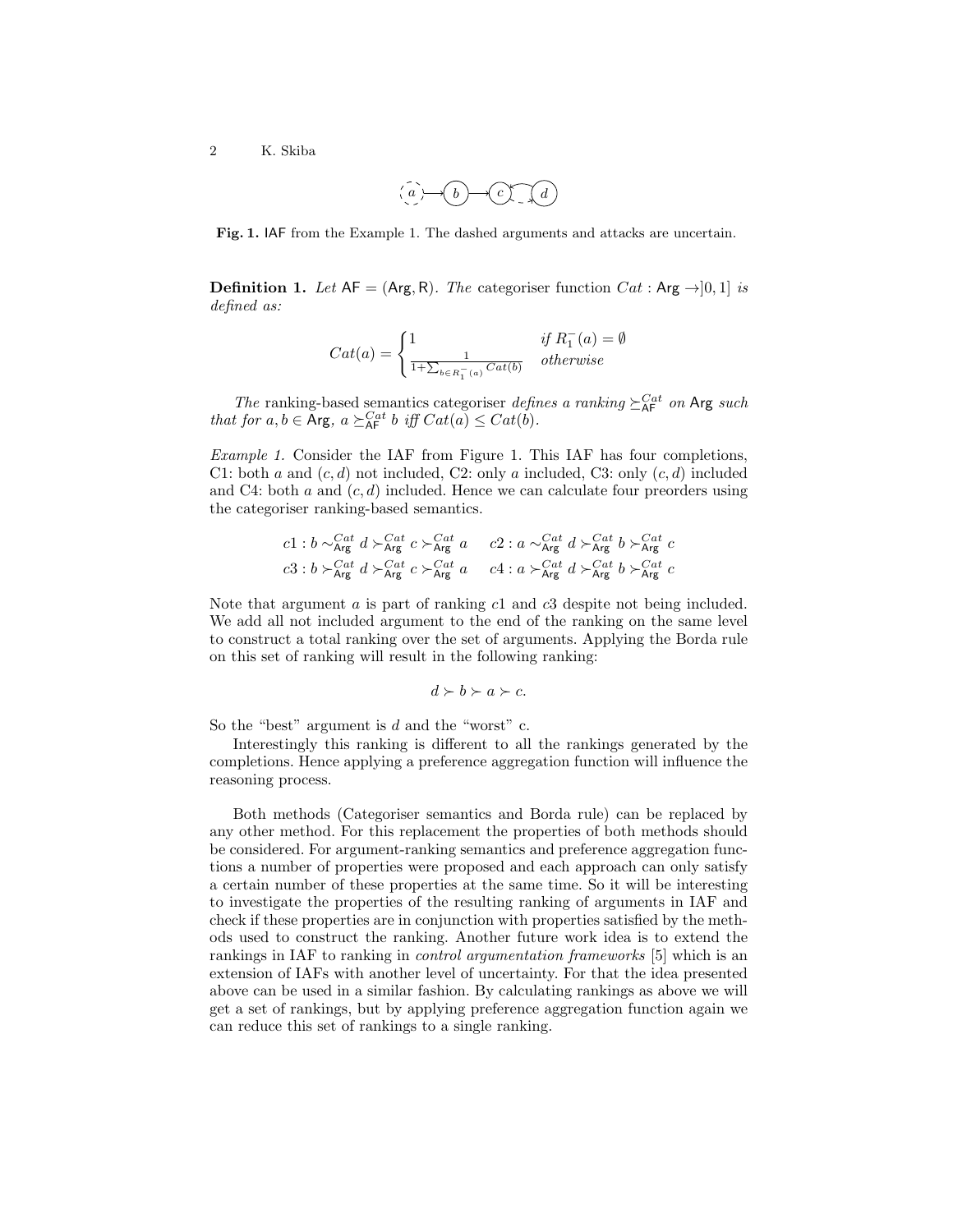Fig. 1. IAF from the Example 1. The dashed arguments and attacks are uncertain.

**Definition 1.** *Let* $\mathsf{AF} = (\mathsf{Arg}, \mathsf{R})$*. The* categoriser function $Cat : \mathsf{Arg} \rightarrow ]0, 1]$ *is defined as:*

$$Cat(a) = \begin{cases} 1 & \text{if } R_1^-(a) = \emptyset \\ \frac{1}{1 + \sum_{b \in R_1^-(a)} Cat(b)} & \text{otherwise} \end{cases}$$

*The* ranking-based semantics categoriser *defines a ranking* $\succeq_{\mathsf{AF}}^{Cat}$ *on* $\mathsf{Arg}$ *such that for* $a, b \in \mathsf{Arg}$*,* $a \succeq_{\mathsf{AF}}^{Cat} b$ *iff* $Cat(a) \leq Cat(b)$*.*

*Example 1.* Consider the IAF from Figure 1. This IAF has four completions, C1: both $a$ and $(c, d)$ not included, C2: only $a$ included, C3: only $(c, d)$ included and C4: both $a$ and $(c, d)$ included. Hence we can calculate four preorders using the categoriser ranking-based semantics.

$$c1 : b \sim_{\mathsf{Arg}}^{Cat} d \succ_{\mathsf{Arg}}^{Cat} c \succ_{\mathsf{Arg}}^{Cat} a \qquad c2 : a \sim_{\mathsf{Arg}}^{Cat} d \succ_{\mathsf{Arg}}^{Cat} b \succ_{\mathsf{Arg}}^{Cat} c$$
$$c3 : b \succ_{\mathsf{Arg}}^{Cat} d \succ_{\mathsf{Arg}}^{Cat} c \succ_{\mathsf{Arg}}^{Cat} a \qquad c4 : a \succ_{\mathsf{Arg}}^{Cat} d \succ_{\mathsf{Arg}}^{Cat} b \succ_{\mathsf{Arg}}^{Cat} c$$

Note that argument $a$ is part of ranking $c1$ and $c3$ despite not being included. We add all not included argument to the end of the ranking on the same level to construct a total ranking over the set of arguments. Applying the Borda rule on this set of ranking will result in the following ranking:

$$d \succ b \succ a \succ c.$$

So the "best" argument is $d$ and the "worst" c.

Interestingly this ranking is different to all the rankings generated by the completions. Hence applying a preference aggregation function will influence the reasoning process.

Both methods (Categoriser semantics and Borda rule) can be replaced by any other method. For this replacement the properties of both methods should be considered. For argument-ranking semantics and preference aggregation functions a number of properties were proposed and each approach can only satisfy a certain number of these properties at the same time. So it will be interesting to investigate the properties of the resulting ranking of arguments in IAF and check if these properties are in conjunction with properties satisfied by the methods used to construct the ranking. Another future work idea is to extend the rankings in IAF to ranking in *control argumentation frameworks* [5] which is an extension of IAFs with another level of uncertainty. For that the idea presented above can be used in a similar fashion. By calculating rankings as above we will get a set of rankings, but by applying preference aggregation function again we can reduce this set of rankings to a single ranking.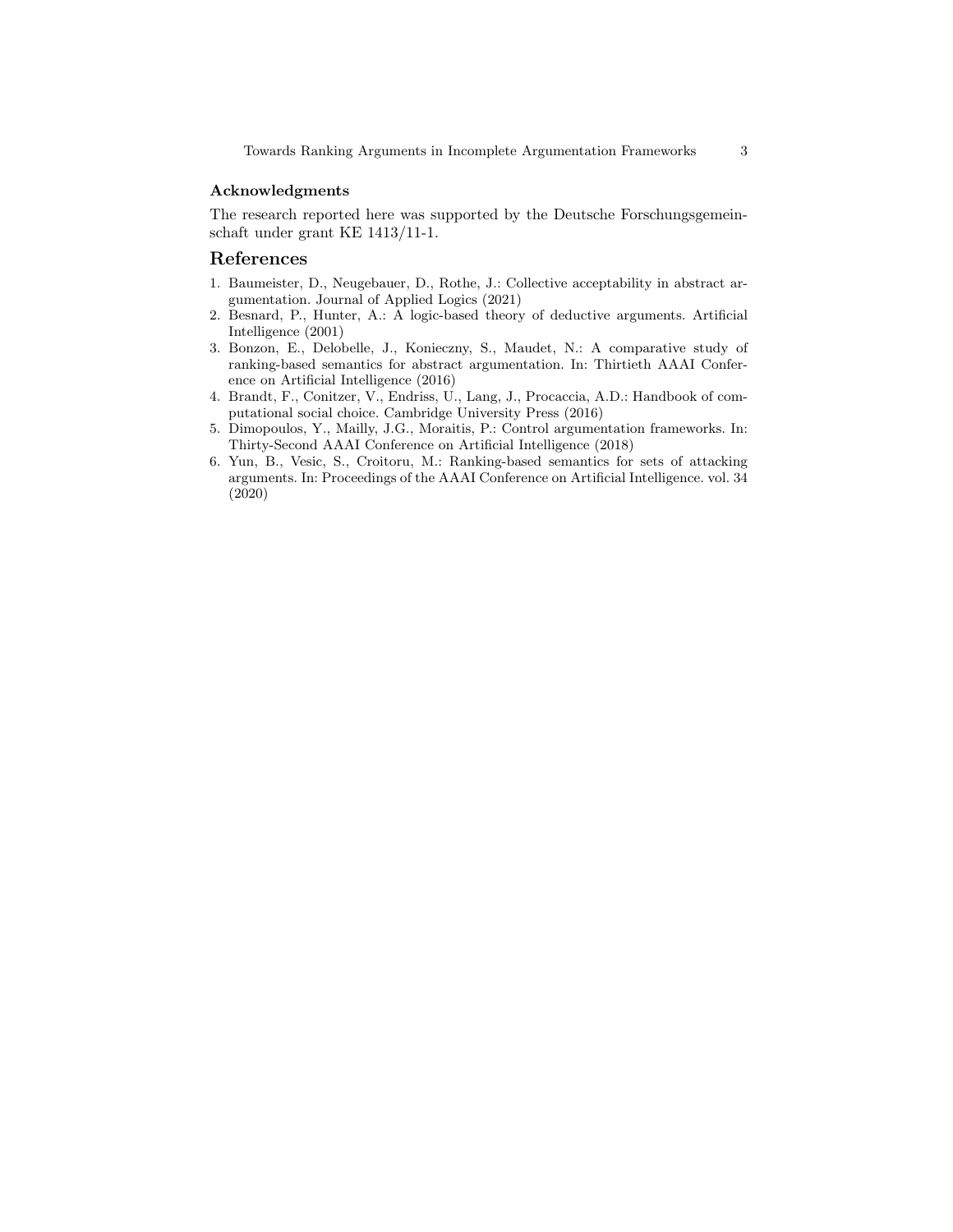### Acknowledgments

The research reported here was supported by the Deutsche Forschungsgemeinschaft under grant KE 1413/11-1.

## References

1. Baumeister, D., Neugebauer, D., Rothe, J.: Collective acceptability in abstract argumentation. Journal of Applied Logics (2021)
2. Besnard, P., Hunter, A.: A logic-based theory of deductive arguments. Artificial Intelligence (2001)
3. Bonzon, E., Delobelle, J., Konieczny, S., Maudet, N.: A comparative study of ranking-based semantics for abstract argumentation. In: Thirtieth AAAI Conference on Artificial Intelligence (2016)
4. Brandt, F., Conitzer, V., Endriss, U., Lang, J., Procaccia, A.D.: Handbook of computational social choice. Cambridge University Press (2016)
5. Dimopoulos, Y., Mailly, J.G., Moraitis, P.: Control argumentation frameworks. In: Thirty-Second AAAI Conference on Artificial Intelligence (2018)
6. Yun, B., Vesic, S., Croitoru, M.: Ranking-based semantics for sets of attacking arguments. In: Proceedings of the AAAI Conference on Artificial Intelligence. vol. 34 (2020)